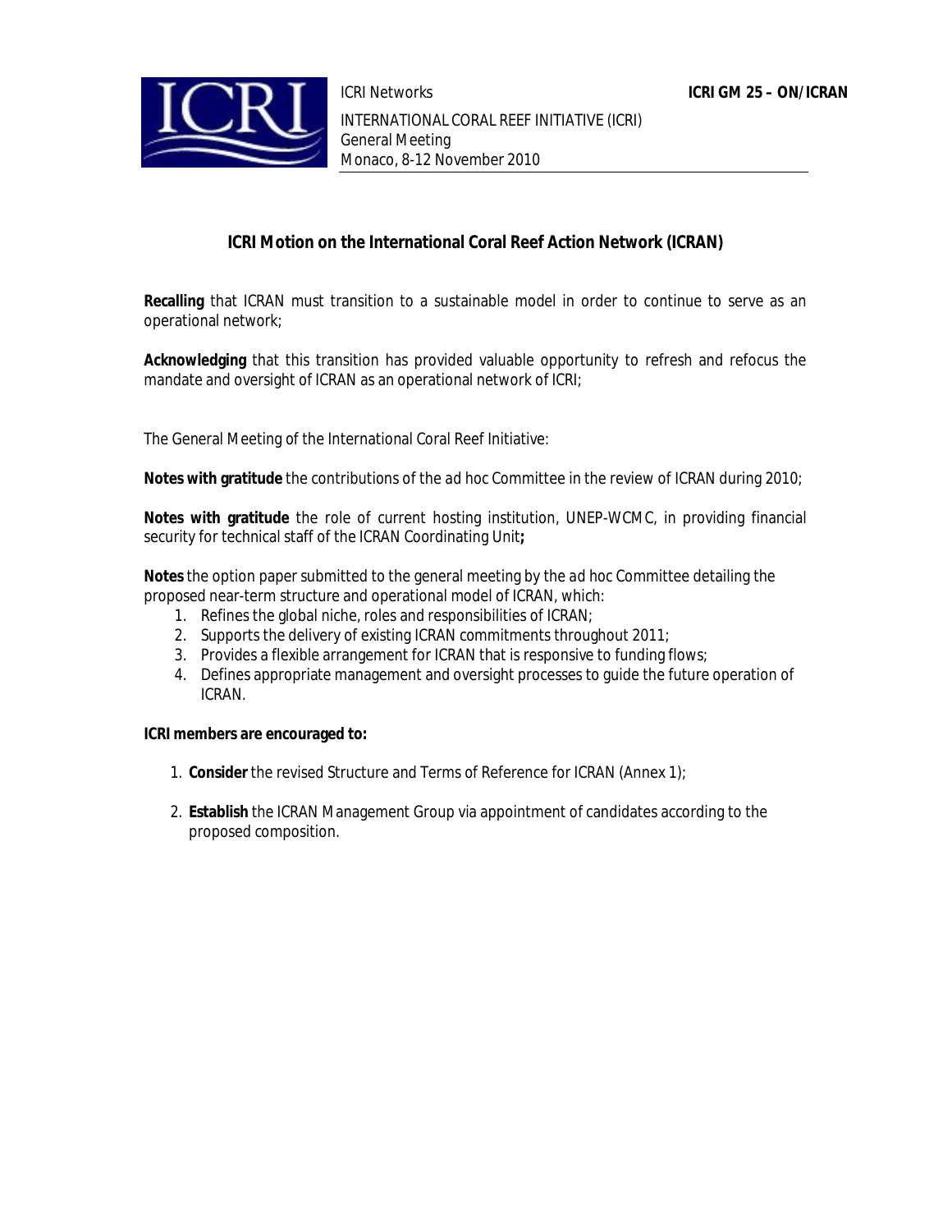ICRI Networks **ICRI GM 25 – ON/ICRAN**

INTERNATIONAL CORAL REEF INITIATIVE (ICRI)
General Meeting
Monaco, 8-12 November 2010

## ICRI Motion on the International Coral Reef Action Network (ICRAN)

**Recalling** that ICRAN must transition to a sustainable model in order to continue to serve as an operational network;

**Acknowledging** that this transition has provided valuable opportunity to refresh and refocus the mandate and oversight of ICRAN as an operational network of ICRI;

The General Meeting of the International Coral Reef Initiative:

**Notes with gratitude** the contributions of the ad hoc Committee in the review of ICRAN during 2010;

**Notes with gratitude** the role of current hosting institution, UNEP-WCMC, in providing financial security for technical staff of the ICRAN Coordinating Unit**;**

**Notes** the option paper submitted to the general meeting by the ad hoc Committee detailing the proposed near-term structure and operational model of ICRAN, which:

1. Refines the global niche, roles and responsibilities of ICRAN;
2. Supports the delivery of existing ICRAN commitments throughout 2011;
3. Provides a flexible arrangement for ICRAN that is responsive to funding flows;
4. Defines appropriate management and oversight processes to guide the future operation of ICRAN.

**ICRI members are encouraged to:**

1. **Consider** the revised Structure and Terms of Reference for ICRAN (Annex 1);
2. **Establish** the ICRAN Management Group via appointment of candidates according to the proposed composition.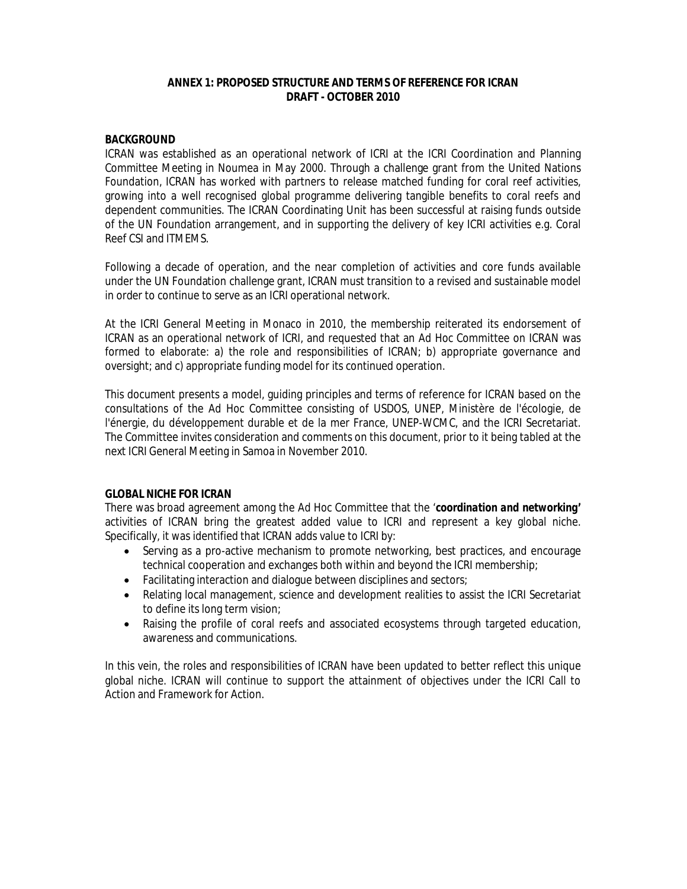**ANNEX 1: PROPOSED STRUCTURE AND TERMS OF REFERENCE FOR ICRAN**
**DRAFT - OCTOBER 2010**

**BACKGROUND**

ICRAN was established as an operational network of ICRI at the ICRI Coordination and Planning Committee Meeting in Noumea in May 2000. Through a challenge grant from the United Nations Foundation, ICRAN has worked with partners to release matched funding for coral reef activities, growing into a well recognised global programme delivering tangible benefits to coral reefs and dependent communities. The ICRAN Coordinating Unit has been successful at raising funds outside of the UN Foundation arrangement, and in supporting the delivery of key ICRI activities e.g. Coral Reef CSI and ITMEMS.

Following a decade of operation, and the near completion of activities and core funds available under the UN Foundation challenge grant, ICRAN must transition to a revised and sustainable model in order to continue to serve as an ICRI operational network.

At the ICRI General Meeting in Monaco in 2010, the membership reiterated its endorsement of ICRAN as an operational network of ICRI, and requested that an Ad Hoc Committee on ICRAN was formed to elaborate: a) the role and responsibilities of ICRAN; b) appropriate governance and oversight; and c) appropriate funding model for its continued operation.

This document presents a model, guiding principles and terms of reference for ICRAN based on the consultations of the Ad Hoc Committee consisting of USDOS, UNEP, Ministère de l'écologie, de l'énergie, du développement durable et de la mer France, UNEP-WCMC, and the ICRI Secretariat. The Committee invites consideration and comments on this document, prior to it being tabled at the next ICRI General Meeting in Samoa in November 2010.

**GLOBAL NICHE FOR ICRAN**

There was broad agreement among the Ad Hoc Committee that the '***coordination and networking'*** activities of ICRAN bring the greatest added value to ICRI and represent a key global niche. Specifically, it was identified that ICRAN adds value to ICRI by:

- Serving as a pro-active mechanism to promote networking, best practices, and encourage technical cooperation and exchanges both within and beyond the ICRI membership;
- Facilitating interaction and dialogue between disciplines and sectors;
- Relating local management, science and development realities to assist the ICRI Secretariat to define its long term vision;
- Raising the profile of coral reefs and associated ecosystems through targeted education, awareness and communications.

In this vein, the roles and responsibilities of ICRAN have been updated to better reflect this unique global niche. ICRAN will continue to support the attainment of objectives under the ICRI Call to Action and Framework for Action.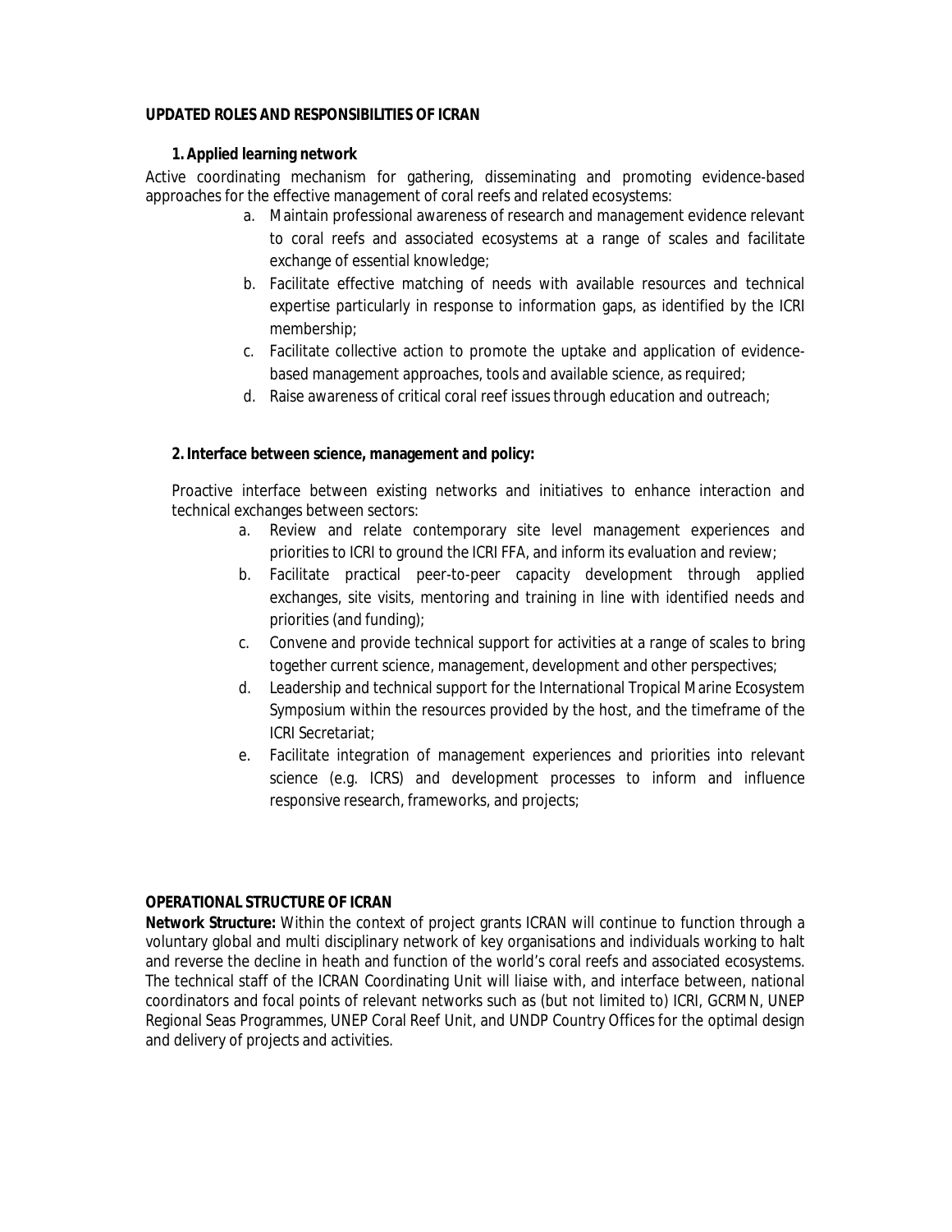**UPDATED ROLES AND RESPONSIBILITIES OF ICRAN**

**1. Applied learning network**

Active coordinating mechanism for gathering, disseminating and promoting evidence-based approaches for the effective management of coral reefs and related ecosystems:

a. Maintain professional awareness of research and management evidence relevant to coral reefs and associated ecosystems at a range of scales and facilitate exchange of essential knowledge;
b. Facilitate effective matching of needs with available resources and technical expertise particularly in response to information gaps, as identified by the ICRI membership;
c. Facilitate collective action to promote the uptake and application of evidence-based management approaches, tools and available science, as required;
d. Raise awareness of critical coral reef issues through education and outreach;

**2. Interface between science, management and policy:**

Proactive interface between existing networks and initiatives to enhance interaction and technical exchanges between sectors:

a. Review and relate contemporary site level management experiences and priorities to ICRI to ground the ICRI FFA, and inform its evaluation and review;
b. Facilitate practical peer-to-peer capacity development through applied exchanges, site visits, mentoring and training in line with identified needs and priorities (and funding);
c. Convene and provide technical support for activities at a range of scales to bring together current science, management, development and other perspectives;
d. Leadership and technical support for the International Tropical Marine Ecosystem Symposium within the resources provided by the host, and the timeframe of the ICRI Secretariat;
e. Facilitate integration of management experiences and priorities into relevant science (e.g. ICRS) and development processes to inform and influence responsive research, frameworks, and projects;

**OPERATIONAL STRUCTURE OF ICRAN**

**Network Structure:** Within the context of project grants ICRAN will continue to function through a voluntary global and multi disciplinary network of key organisations and individuals working to halt and reverse the decline in heath and function of the world's coral reefs and associated ecosystems. The technical staff of the ICRAN Coordinating Unit will liaise with, and interface between, national coordinators and focal points of relevant networks such as (but not limited to) ICRI, GCRMN, UNEP Regional Seas Programmes, UNEP Coral Reef Unit, and UNDP Country Offices for the optimal design and delivery of projects and activities.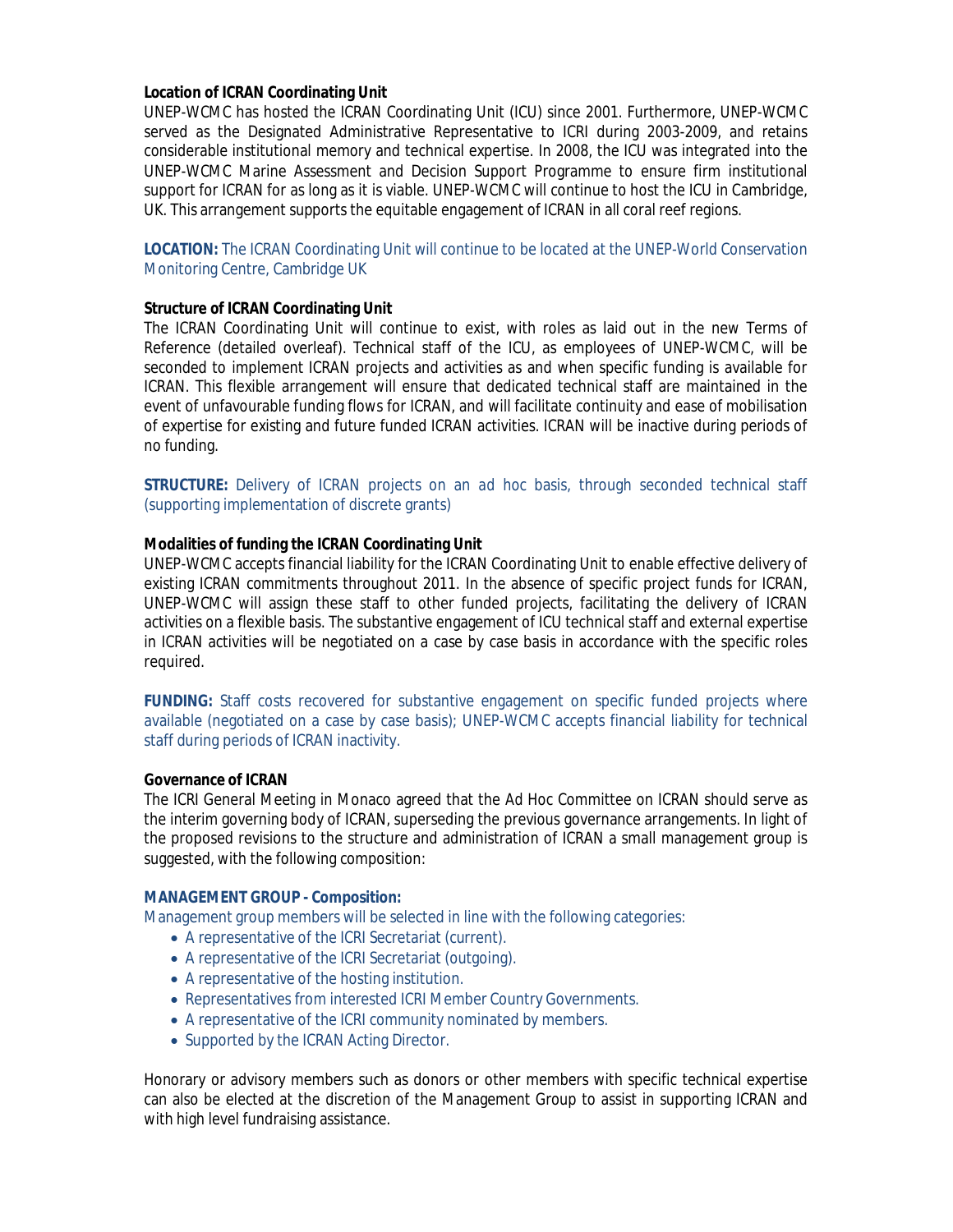**Location of ICRAN Coordinating Unit**

UNEP-WCMC has hosted the ICRAN Coordinating Unit (ICU) since 2001. Furthermore, UNEP-WCMC served as the Designated Administrative Representative to ICRI during 2003-2009, and retains considerable institutional memory and technical expertise. In 2008, the ICU was integrated into the UNEP-WCMC Marine Assessment and Decision Support Programme to ensure firm institutional support for ICRAN for as long as it is viable. UNEP-WCMC will continue to host the ICU in Cambridge, UK. This arrangement supports the equitable engagement of ICRAN in all coral reef regions.

**LOCATION:** The ICRAN Coordinating Unit will continue to be located at the UNEP-World Conservation Monitoring Centre, Cambridge UK

**Structure of ICRAN Coordinating Unit**

The ICRAN Coordinating Unit will continue to exist, with roles as laid out in the new Terms of Reference (detailed overleaf). Technical staff of the ICU, as employees of UNEP-WCMC, will be seconded to implement ICRAN projects and activities as and when specific funding is available for ICRAN. This flexible arrangement will ensure that dedicated technical staff are maintained in the event of unfavourable funding flows for ICRAN, and will facilitate continuity and ease of mobilisation of expertise for existing and future funded ICRAN activities. ICRAN will be inactive during periods of no funding.

**STRUCTURE:** Delivery of ICRAN projects on an ad hoc basis, through seconded technical staff (supporting implementation of discrete grants)

**Modalities of funding the ICRAN Coordinating Unit**

UNEP-WCMC accepts financial liability for the ICRAN Coordinating Unit to enable effective delivery of existing ICRAN commitments throughout 2011. In the absence of specific project funds for ICRAN, UNEP-WCMC will assign these staff to other funded projects, facilitating the delivery of ICRAN activities on a flexible basis. The substantive engagement of ICU technical staff and external expertise in ICRAN activities will be negotiated on a case by case basis in accordance with the specific roles required.

**FUNDING:** Staff costs recovered for substantive engagement on specific funded projects where available (negotiated on a case by case basis); UNEP-WCMC accepts financial liability for technical staff during periods of ICRAN inactivity.

**Governance of ICRAN**

The ICRI General Meeting in Monaco agreed that the Ad Hoc Committee on ICRAN should serve as the interim governing body of ICRAN, superseding the previous governance arrangements. In light of the proposed revisions to the structure and administration of ICRAN a small management group is suggested, with the following composition:

**MANAGEMENT GROUP - Composition:**

Management group members will be selected in line with the following categories:

- A representative of the ICRI Secretariat (current).
- A representative of the ICRI Secretariat (outgoing).
- A representative of the hosting institution.
- Representatives from interested ICRI Member Country Governments.
- A representative of the ICRI community nominated by members.
- Supported by the ICRAN Acting Director.

Honorary or advisory members such as donors or other members with specific technical expertise can also be elected at the discretion of the Management Group to assist in supporting ICRAN and with high level fundraising assistance.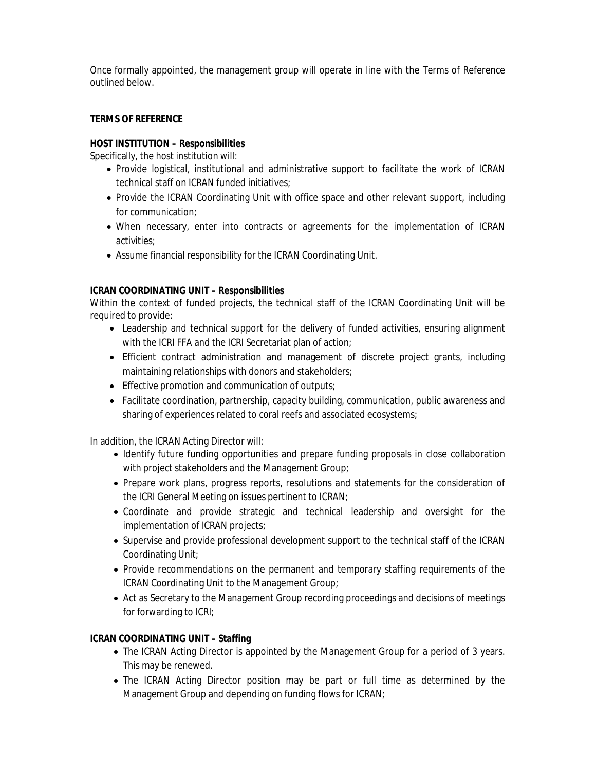Once formally appointed, the management group will operate in line with the Terms of Reference outlined below.

**TERMS OF REFERENCE**

**HOST INSTITUTION – Responsibilities**

Specifically, the host institution will:

- Provide logistical, institutional and administrative support to facilitate the work of ICRAN technical staff on ICRAN funded initiatives;
- Provide the ICRAN Coordinating Unit with office space and other relevant support, including for communication;
- When necessary, enter into contracts or agreements for the implementation of ICRAN activities;
- Assume financial responsibility for the ICRAN Coordinating Unit.

**ICRAN COORDINATING UNIT – Responsibilities**

Within the context of funded projects, the technical staff of the ICRAN Coordinating Unit will be required to provide:

- Leadership and technical support for the delivery of funded activities, ensuring alignment with the ICRI FFA and the ICRI Secretariat plan of action;
- Efficient contract administration and management of discrete project grants, including maintaining relationships with donors and stakeholders;
- Effective promotion and communication of outputs;
- Facilitate coordination, partnership, capacity building, communication, public awareness and sharing of experiences related to coral reefs and associated ecosystems;

In addition, the ICRAN Acting Director will:

- Identify future funding opportunities and prepare funding proposals in close collaboration with project stakeholders and the Management Group;
- Prepare work plans, progress reports, resolutions and statements for the consideration of the ICRI General Meeting on issues pertinent to ICRAN;
- Coordinate and provide strategic and technical leadership and oversight for the implementation of ICRAN projects;
- Supervise and provide professional development support to the technical staff of the ICRAN Coordinating Unit;
- Provide recommendations on the permanent and temporary staffing requirements of the ICRAN Coordinating Unit to the Management Group;
- Act as Secretary to the Management Group recording proceedings and decisions of meetings for forwarding to ICRI;

**ICRAN COORDINATING UNIT – Staffing**

- The ICRAN Acting Director is appointed by the Management Group for a period of 3 years. This may be renewed.
- The ICRAN Acting Director position may be part or full time as determined by the Management Group and depending on funding flows for ICRAN;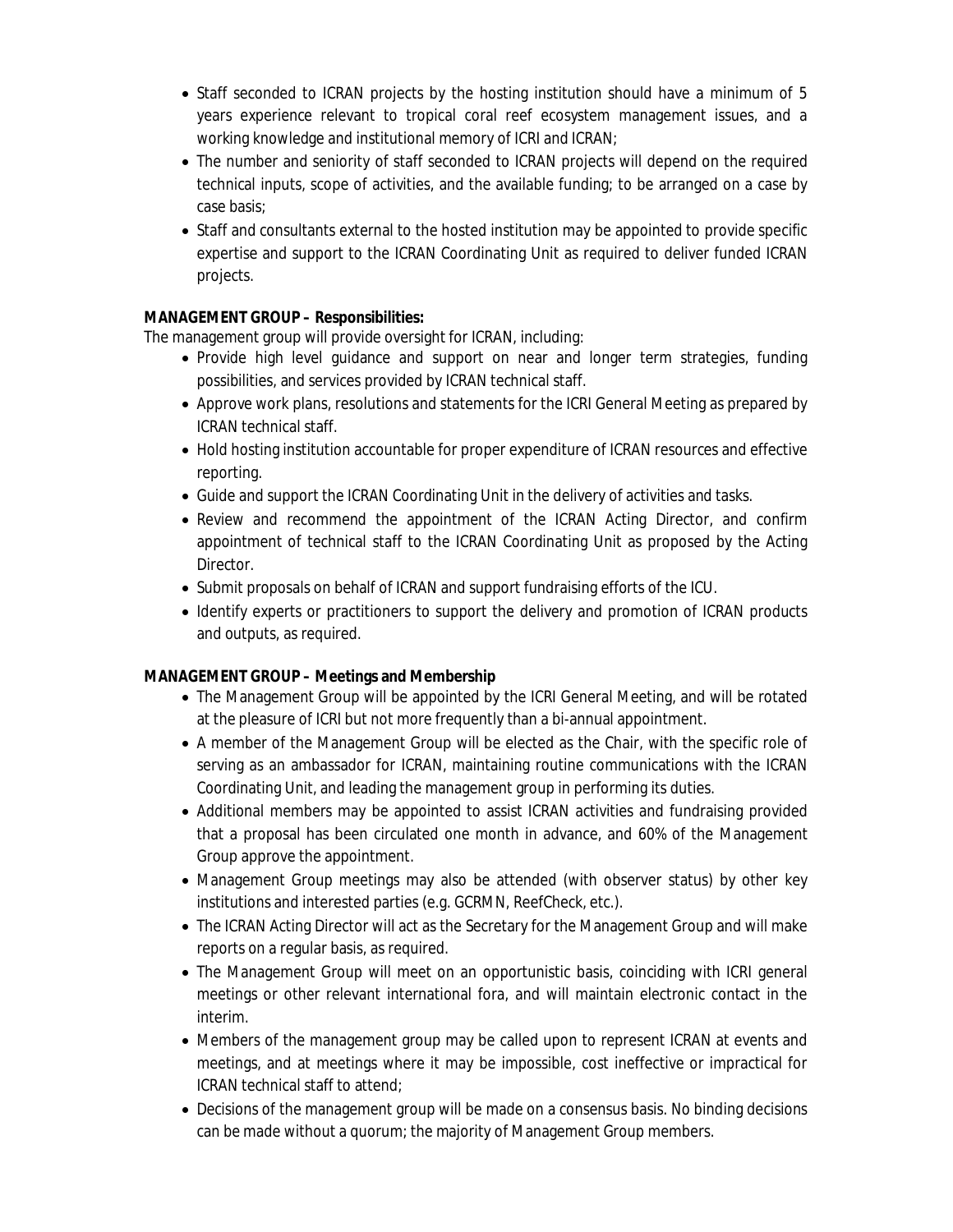- Staff seconded to ICRAN projects by the hosting institution should have a minimum of 5 years experience relevant to tropical coral reef ecosystem management issues, and a working knowledge and institutional memory of ICRI and ICRAN;
- The number and seniority of staff seconded to ICRAN projects will depend on the required technical inputs, scope of activities, and the available funding; to be arranged on a case by case basis;
- Staff and consultants external to the hosted institution may be appointed to provide specific expertise and support to the ICRAN Coordinating Unit as required to deliver funded ICRAN projects.

**MANAGEMENT GROUP – Responsibilities:**

The management group will provide oversight for ICRAN, including:

- Provide high level guidance and support on near and longer term strategies, funding possibilities, and services provided by ICRAN technical staff.
- Approve work plans, resolutions and statements for the ICRI General Meeting as prepared by ICRAN technical staff.
- Hold hosting institution accountable for proper expenditure of ICRAN resources and effective reporting.
- Guide and support the ICRAN Coordinating Unit in the delivery of activities and tasks.
- Review and recommend the appointment of the ICRAN Acting Director, and confirm appointment of technical staff to the ICRAN Coordinating Unit as proposed by the Acting Director.
- Submit proposals on behalf of ICRAN and support fundraising efforts of the ICU.
- Identify experts or practitioners to support the delivery and promotion of ICRAN products and outputs, as required.

**MANAGEMENT GROUP – Meetings and Membership**

- The Management Group will be appointed by the ICRI General Meeting, and will be rotated at the pleasure of ICRI but not more frequently than a bi-annual appointment.
- A member of the Management Group will be elected as the Chair, with the specific role of serving as an ambassador for ICRAN, maintaining routine communications with the ICRAN Coordinating Unit, and leading the management group in performing its duties.
- Additional members may be appointed to assist ICRAN activities and fundraising provided that a proposal has been circulated one month in advance, and 60% of the Management Group approve the appointment.
- Management Group meetings may also be attended (with observer status) by other key institutions and interested parties (e.g. GCRMN, ReefCheck, etc.).
- The ICRAN Acting Director will act as the Secretary for the Management Group and will make reports on a regular basis, as required.
- The Management Group will meet on an opportunistic basis, coinciding with ICRI general meetings or other relevant international fora, and will maintain electronic contact in the interim.
- Members of the management group may be called upon to represent ICRAN at events and meetings, and at meetings where it may be impossible, cost ineffective or impractical for ICRAN technical staff to attend;
- Decisions of the management group will be made on a consensus basis. No binding decisions can be made without a quorum; the majority of Management Group members.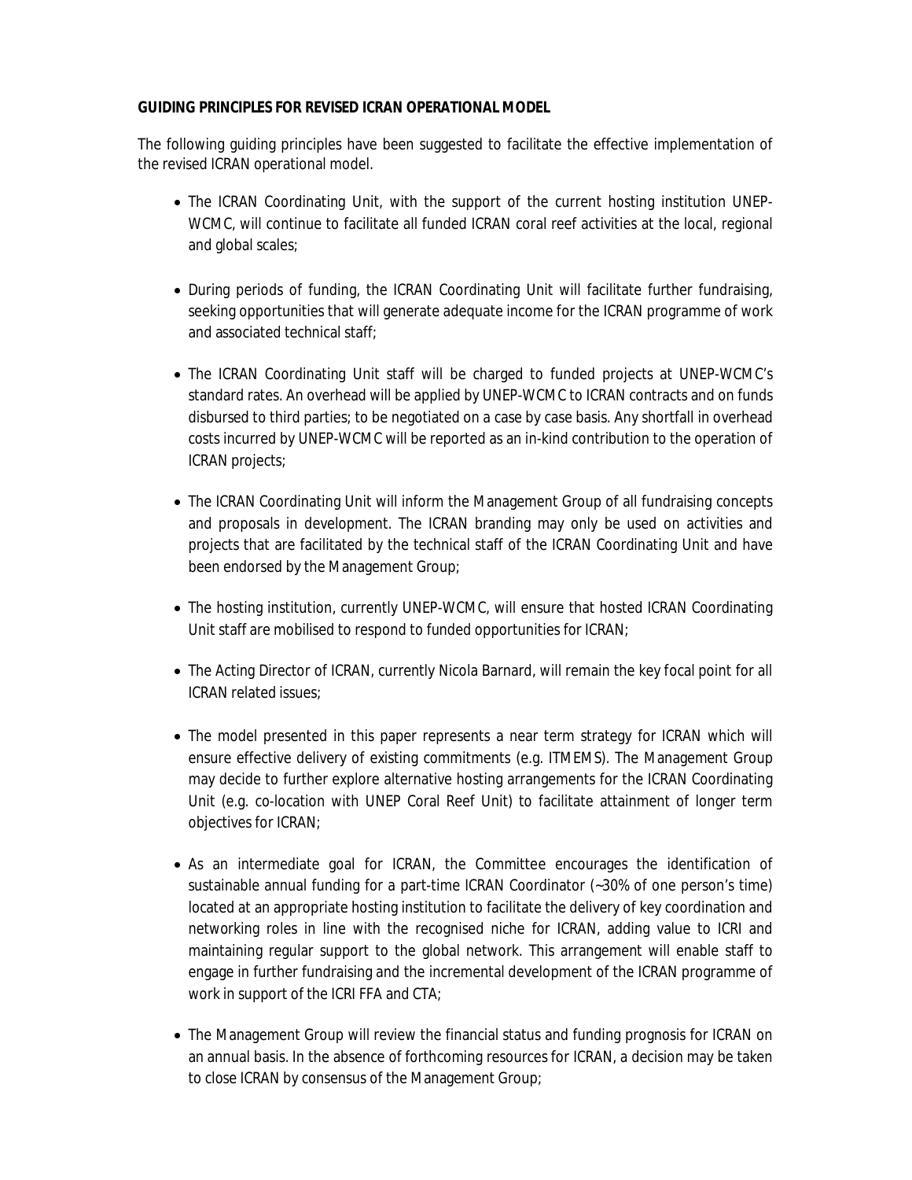**GUIDING PRINCIPLES FOR REVISED ICRAN OPERATIONAL MODEL**

The following guiding principles have been suggested to facilitate the effective implementation of the revised ICRAN operational model.

- The ICRAN Coordinating Unit, with the support of the current hosting institution UNEP-WCMC, will continue to facilitate all funded ICRAN coral reef activities at the local, regional and global scales;

- During periods of funding, the ICRAN Coordinating Unit will facilitate further fundraising, seeking opportunities that will generate adequate income for the ICRAN programme of work and associated technical staff;

- The ICRAN Coordinating Unit staff will be charged to funded projects at UNEP-WCMC's standard rates. An overhead will be applied by UNEP-WCMC to ICRAN contracts and on funds disbursed to third parties; to be negotiated on a case by case basis. Any shortfall in overhead costs incurred by UNEP-WCMC will be reported as an in-kind contribution to the operation of ICRAN projects;

- The ICRAN Coordinating Unit will inform the Management Group of all fundraising concepts and proposals in development. The ICRAN branding may only be used on activities and projects that are facilitated by the technical staff of the ICRAN Coordinating Unit and have been endorsed by the Management Group;

- The hosting institution, currently UNEP-WCMC, will ensure that hosted ICRAN Coordinating Unit staff are mobilised to respond to funded opportunities for ICRAN;

- The Acting Director of ICRAN, currently Nicola Barnard, will remain the key focal point for all ICRAN related issues;

- The model presented in this paper represents a near term strategy for ICRAN which will ensure effective delivery of existing commitments (e.g. ITMEMS). The Management Group may decide to further explore alternative hosting arrangements for the ICRAN Coordinating Unit (e.g. co-location with UNEP Coral Reef Unit) to facilitate attainment of longer term objectives for ICRAN;

- As an intermediate goal for ICRAN, the Committee encourages the identification of sustainable annual funding for a part-time ICRAN Coordinator (~30% of one person's time) located at an appropriate hosting institution to facilitate the delivery of key coordination and networking roles in line with the recognised niche for ICRAN, adding value to ICRI and maintaining regular support to the global network. This arrangement will enable staff to engage in further fundraising and the incremental development of the ICRAN programme of work in support of the ICRI FFA and CTA;

- The Management Group will review the financial status and funding prognosis for ICRAN on an annual basis. In the absence of forthcoming resources for ICRAN, a decision may be taken to close ICRAN by consensus of the Management Group;